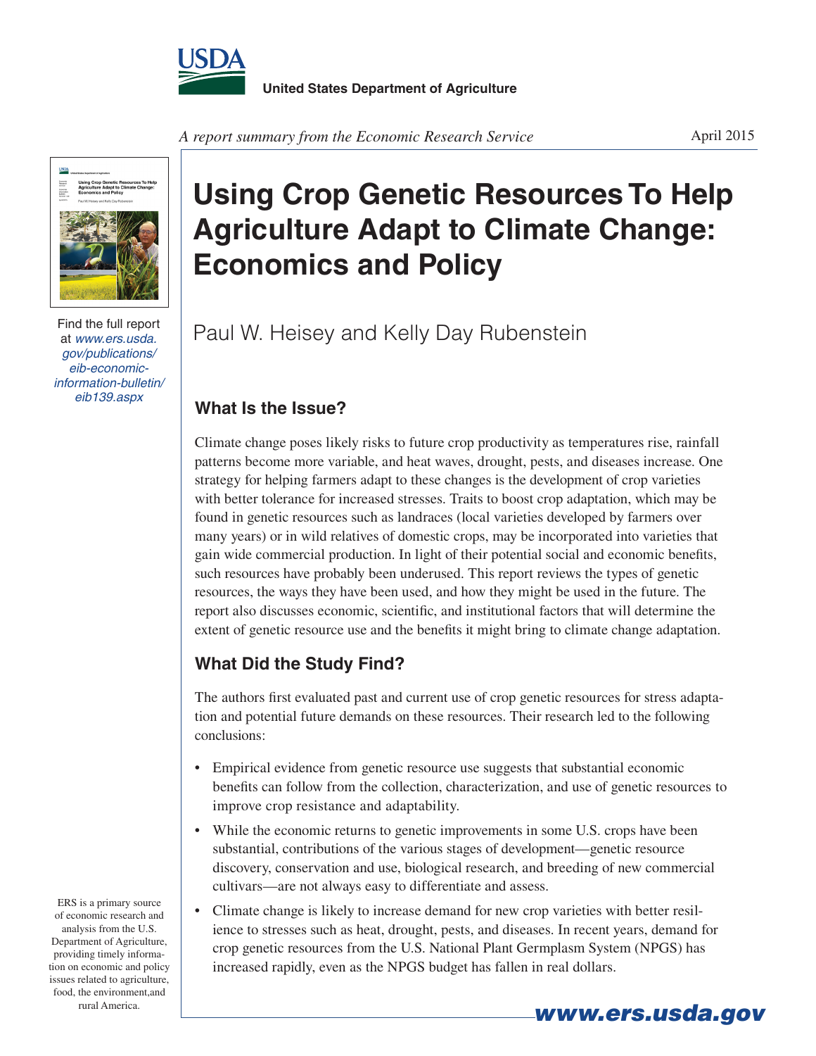United States Department of Agriculture

*A report summary from the Economic Research Service*

April 2015

# Using Crop Genetic Resources To Help Agriculture Adapt to Climate Change: Economics and Policy

Paul W. Heisey and Kelly Day Rubenstein

Find the full report at *www.ers.usda.gov/publications/eib-economic-information-bulletin/eib139.aspx*

## What Is the Issue?

Climate change poses likely risks to future crop productivity as temperatures rise, rainfall patterns become more variable, and heat waves, drought, pests, and diseases increase. One strategy for helping farmers adapt to these changes is the development of crop varieties with better tolerance for increased stresses. Traits to boost crop adaptation, which may be found in genetic resources such as landraces (local varieties developed by farmers over many years) or in wild relatives of domestic crops, may be incorporated into varieties that gain wide commercial production. In light of their potential social and economic benefits, such resources have probably been underused. This report reviews the types of genetic resources, the ways they have been used, and how they might be used in the future. The report also discusses economic, scientific, and institutional factors that will determine the extent of genetic resource use and the benefits it might bring to climate change adaptation.

## What Did the Study Find?

The authors first evaluated past and current use of crop genetic resources for stress adaptation and potential future demands on these resources. Their research led to the following conclusions:

- Empirical evidence from genetic resource use suggests that substantial economic benefits can follow from the collection, characterization, and use of genetic resources to improve crop resistance and adaptability.
- While the economic returns to genetic improvements in some U.S. crops have been substantial, contributions of the various stages of development—genetic resource discovery, conservation and use, biological research, and breeding of new commercial cultivars—are not always easy to differentiate and assess.
- Climate change is likely to increase demand for new crop varieties with better resilience to stresses such as heat, drought, pests, and diseases. In recent years, demand for crop genetic resources from the U.S. National Plant Germplasm System (NPGS) has increased rapidly, even as the NPGS budget has fallen in real dollars.

ERS is a primary source of economic research and analysis from the U.S. Department of Agriculture, providing timely information on economic and policy issues related to agriculture, food, the environment, and rural America.

**www.ers.usda.gov**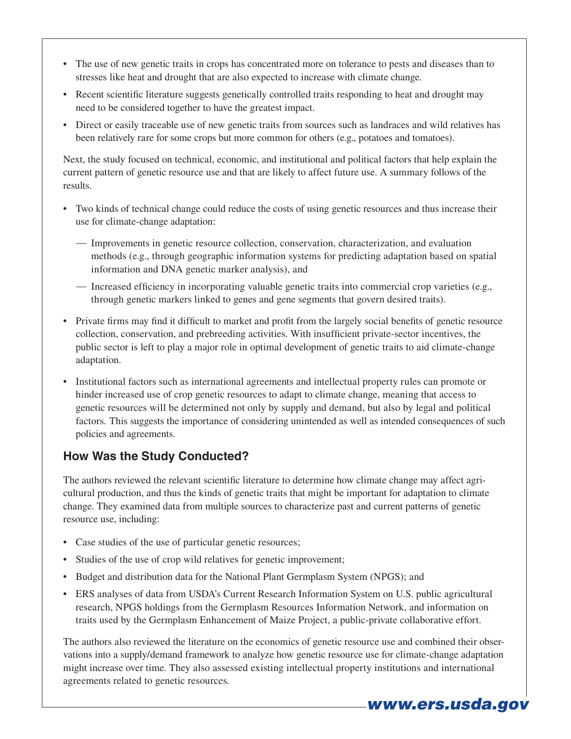- The use of new genetic traits in crops has concentrated more on tolerance to pests and diseases than to stresses like heat and drought that are also expected to increase with climate change.
- Recent scientific literature suggests genetically controlled traits responding to heat and drought may need to be considered together to have the greatest impact.
- Direct or easily traceable use of new genetic traits from sources such as landraces and wild relatives has been relatively rare for some crops but more common for others (e.g., potatoes and tomatoes).

Next, the study focused on technical, economic, and institutional and political factors that help explain the current pattern of genetic resource use and that are likely to affect future use. A summary follows of the results.

- Two kinds of technical change could reduce the costs of using genetic resources and thus increase their use for climate-change adaptation:
  - Improvements in genetic resource collection, conservation, characterization, and evaluation methods (e.g., through geographic information systems for predicting adaptation based on spatial information and DNA genetic marker analysis), and
  - Increased efficiency in incorporating valuable genetic traits into commercial crop varieties (e.g., through genetic markers linked to genes and gene segments that govern desired traits).
- Private firms may find it difficult to market and profit from the largely social benefits of genetic resource collection, conservation, and prebreeding activities. With insufficient private-sector incentives, the public sector is left to play a major role in optimal development of genetic traits to aid climate-change adaptation.
- Institutional factors such as international agreements and intellectual property rules can promote or hinder increased use of crop genetic resources to adapt to climate change, meaning that access to genetic resources will be determined not only by supply and demand, but also by legal and political factors. This suggests the importance of considering unintended as well as intended consequences of such policies and agreements.

## How Was the Study Conducted?

The authors reviewed the relevant scientific literature to determine how climate change may affect agricultural production, and thus the kinds of genetic traits that might be important for adaptation to climate change. They examined data from multiple sources to characterize past and current patterns of genetic resource use, including:

- Case studies of the use of particular genetic resources;
- Studies of the use of crop wild relatives for genetic improvement;
- Budget and distribution data for the National Plant Germplasm System (NPGS); and
- ERS analyses of data from USDA's Current Research Information System on U.S. public agricultural research, NPGS holdings from the Germplasm Resources Information Network, and information on traits used by the Germplasm Enhancement of Maize Project, a public-private collaborative effort.

The authors also reviewed the literature on the economics of genetic resource use and combined their observations into a supply/demand framework to analyze how genetic resource use for climate-change adaptation might increase over time. They also assessed existing intellectual property institutions and international agreements related to genetic resources.